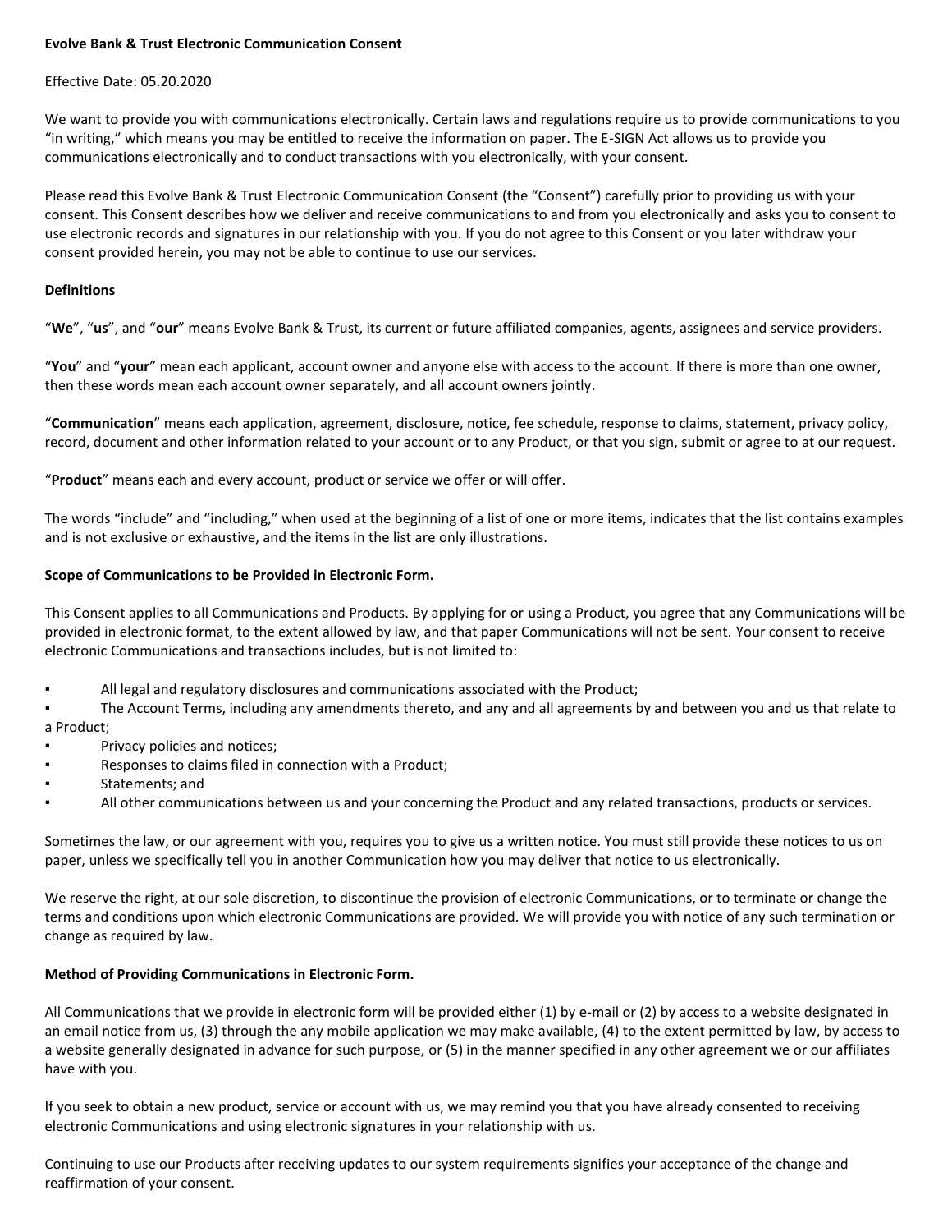**Evolve Bank & Trust Electronic Communication Consent**

Effective Date: 05.20.2020

We want to provide you with communications electronically. Certain laws and regulations require us to provide communications to you "in writing," which means you may be entitled to receive the information on paper. The E-SIGN Act allows us to provide you communications electronically and to conduct transactions with you electronically, with your consent.

Please read this Evolve Bank & Trust Electronic Communication Consent (the "Consent") carefully prior to providing us with your consent. This Consent describes how we deliver and receive communications to and from you electronically and asks you to consent to use electronic records and signatures in our relationship with you. If you do not agree to this Consent or you later withdraw your consent provided herein, you may not be able to continue to use our services.

**Definitions**

"**We**", "**us**", and "**our**" means Evolve Bank & Trust, its current or future affiliated companies, agents, assignees and service providers.

"**You**" and "**your**" mean each applicant, account owner and anyone else with access to the account. If there is more than one owner, then these words mean each account owner separately, and all account owners jointly.

"**Communication**" means each application, agreement, disclosure, notice, fee schedule, response to claims, statement, privacy policy, record, document and other information related to your account or to any Product, or that you sign, submit or agree to at our request.

"**Product**" means each and every account, product or service we offer or will offer.

The words "include" and "including," when used at the beginning of a list of one or more items, indicates that the list contains examples and is not exclusive or exhaustive, and the items in the list are only illustrations.

**Scope of Communications to be Provided in Electronic Form.**

This Consent applies to all Communications and Products. By applying for or using a Product, you agree that any Communications will be provided in electronic format, to the extent allowed by law, and that paper Communications will not be sent. Your consent to receive electronic Communications and transactions includes, but is not limited to:

- All legal and regulatory disclosures and communications associated with the Product;
- The Account Terms, including any amendments thereto, and any and all agreements by and between you and us that relate to a Product;
- Privacy policies and notices;
- Responses to claims filed in connection with a Product;
- Statements; and
- All other communications between us and your concerning the Product and any related transactions, products or services.

Sometimes the law, or our agreement with you, requires you to give us a written notice. You must still provide these notices to us on paper, unless we specifically tell you in another Communication how you may deliver that notice to us electronically.

We reserve the right, at our sole discretion, to discontinue the provision of electronic Communications, or to terminate or change the terms and conditions upon which electronic Communications are provided. We will provide you with notice of any such termination or change as required by law.

**Method of Providing Communications in Electronic Form.**

All Communications that we provide in electronic form will be provided either (1) by e-mail or (2) by access to a website designated in an email notice from us, (3) through the any mobile application we may make available, (4) to the extent permitted by law, by access to a website generally designated in advance for such purpose, or (5) in the manner specified in any other agreement we or our affiliates have with you.

If you seek to obtain a new product, service or account with us, we may remind you that you have already consented to receiving electronic Communications and using electronic signatures in your relationship with us.

Continuing to use our Products after receiving updates to our system requirements signifies your acceptance of the change and reaffirmation of your consent.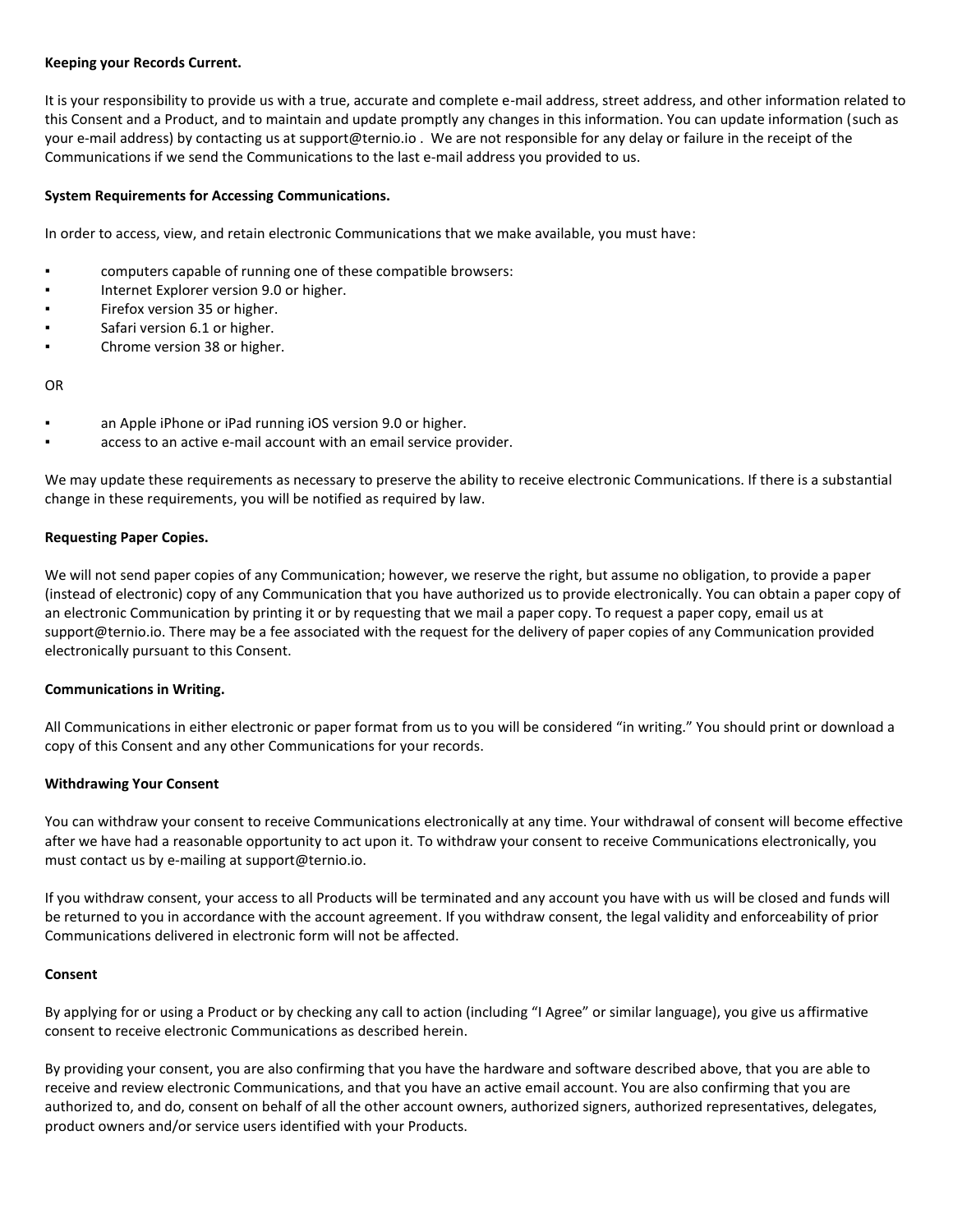**Keeping your Records Current.**

It is your responsibility to provide us with a true, accurate and complete e-mail address, street address, and other information related to this Consent and a Product, and to maintain and update promptly any changes in this information. You can update information (such as your e-mail address) by contacting us at support@ternio.io . We are not responsible for any delay or failure in the receipt of the Communications if we send the Communications to the last e-mail address you provided to us.

**System Requirements for Accessing Communications.**

In order to access, view, and retain electronic Communications that we make available, you must have:

- computers capable of running one of these compatible browsers:
- Internet Explorer version 9.0 or higher.
- Firefox version 35 or higher.
- Safari version 6.1 or higher.
- Chrome version 38 or higher.

OR

- an Apple iPhone or iPad running iOS version 9.0 or higher.
- access to an active e-mail account with an email service provider.

We may update these requirements as necessary to preserve the ability to receive electronic Communications. If there is a substantial change in these requirements, you will be notified as required by law.

**Requesting Paper Copies.**

We will not send paper copies of any Communication; however, we reserve the right, but assume no obligation, to provide a paper (instead of electronic) copy of any Communication that you have authorized us to provide electronically. You can obtain a paper copy of an electronic Communication by printing it or by requesting that we mail a paper copy. To request a paper copy, email us at support@ternio.io. There may be a fee associated with the request for the delivery of paper copies of any Communication provided electronically pursuant to this Consent.

**Communications in Writing.**

All Communications in either electronic or paper format from us to you will be considered "in writing." You should print or download a copy of this Consent and any other Communications for your records.

**Withdrawing Your Consent**

You can withdraw your consent to receive Communications electronically at any time. Your withdrawal of consent will become effective after we have had a reasonable opportunity to act upon it. To withdraw your consent to receive Communications electronically, you must contact us by e-mailing at support@ternio.io.

If you withdraw consent, your access to all Products will be terminated and any account you have with us will be closed and funds will be returned to you in accordance with the account agreement. If you withdraw consent, the legal validity and enforceability of prior Communications delivered in electronic form will not be affected.

**Consent**

By applying for or using a Product or by checking any call to action (including "I Agree" or similar language), you give us affirmative consent to receive electronic Communications as described herein.

By providing your consent, you are also confirming that you have the hardware and software described above, that you are able to receive and review electronic Communications, and that you have an active email account. You are also confirming that you are authorized to, and do, consent on behalf of all the other account owners, authorized signers, authorized representatives, delegates, product owners and/or service users identified with your Products.